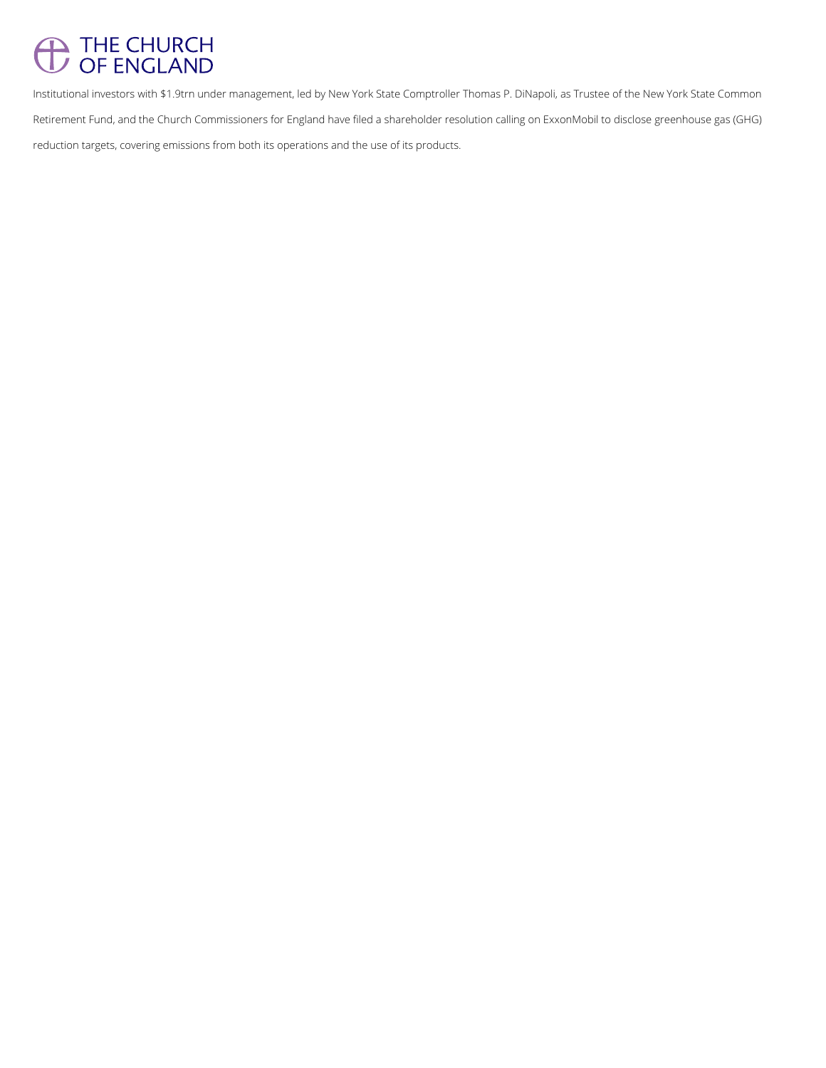THE CHURCH OF ENGLAND

Institutional investors with $1.9trn under management, led by New York State Comptroller Thomas P. DiNapoli, as Trustee of the New York State Common Retirement Fund, and the Church Commissioners for England have filed a shareholder resolution calling on ExxonMobil to disclose greenhouse gas (GHG) reduction targets, covering emissions from both its operations and the use of its products.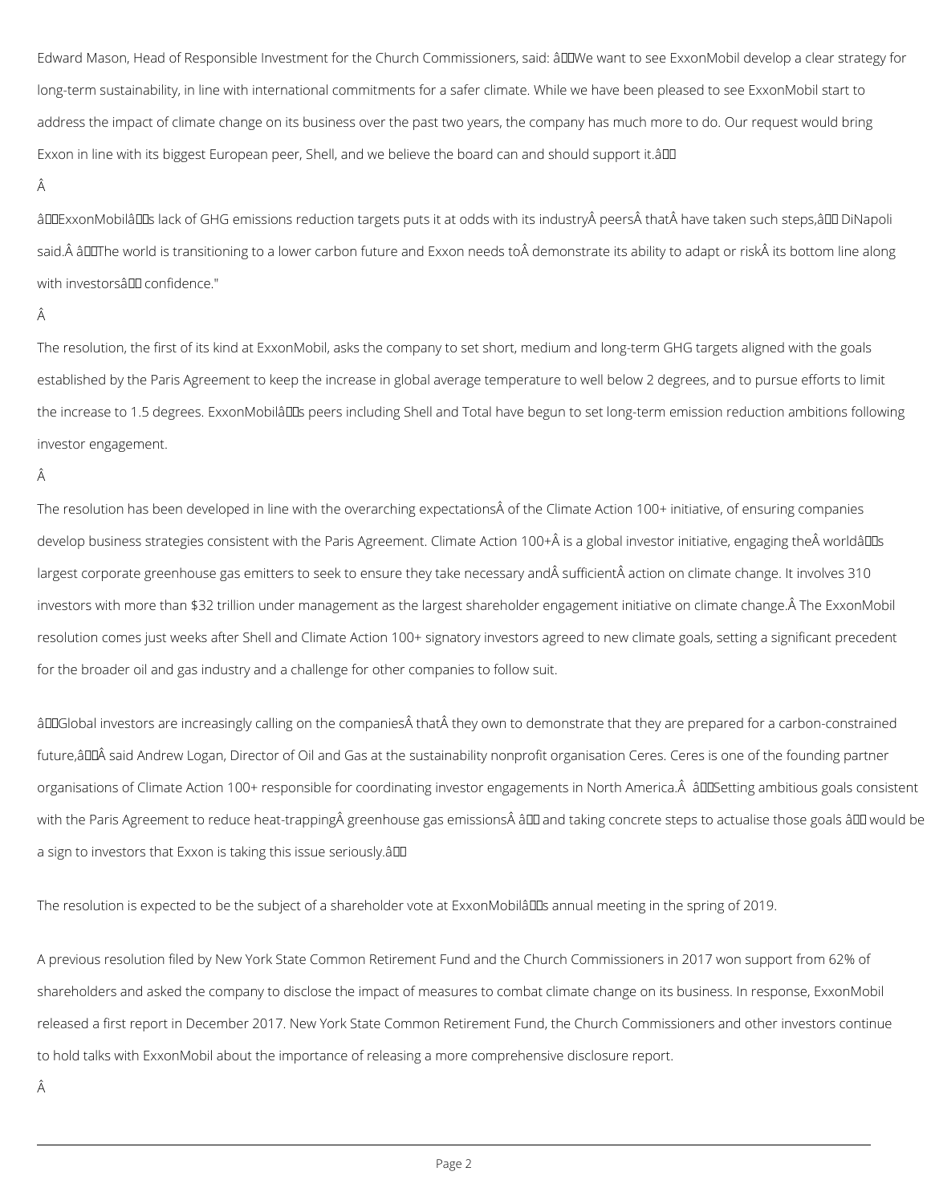Edward Mason, Head of Responsible Investment for the Church Commissioners, said: "We want to see ExxonMobil develop a clear strategy for long-term sustainability, in line with international commitments for a safer climate. While we have been pleased to see ExxonMobil start to address the impact of climate change on its business over the past two years, the company has much more to do. Our request would bring Exxon in line with its biggest European peer, Shell, and we believe the board can and should support it."

"ExxonMobil's lack of GHG emissions reduction targets puts it at odds with its industry peers that have taken such steps," DiNapoli said. "The world is transitioning to a lower carbon future and Exxon needs to demonstrate its ability to adapt or risk its bottom line along with investors' confidence."

The resolution, the first of its kind at ExxonMobil, asks the company to set short, medium and long-term GHG targets aligned with the goals established by the Paris Agreement to keep the increase in global average temperature to well below 2 degrees, and to pursue efforts to limit the increase to 1.5 degrees. ExxonMobil's peers including Shell and Total have begun to set long-term emission reduction ambitions following investor engagement.

The resolution has been developed in line with the overarching expectations of the Climate Action 100+ initiative, of ensuring companies develop business strategies consistent with the Paris Agreement. Climate Action 100+ is a global investor initiative, engaging the world's largest corporate greenhouse gas emitters to seek to ensure they take necessary and sufficient action on climate change. It involves 310 investors with more than $32 trillion under management as the largest shareholder engagement initiative on climate change. The ExxonMobil resolution comes just weeks after Shell and Climate Action 100+ signatory investors agreed to new climate goals, setting a significant precedent for the broader oil and gas industry and a challenge for other companies to follow suit.

"Global investors are increasingly calling on the companies that they own to demonstrate that they are prepared for a carbon-constrained future," said Andrew Logan, Director of Oil and Gas at the sustainability nonprofit organisation Ceres. Ceres is one of the founding partner organisations of Climate Action 100+ responsible for coordinating investor engagements in North America. "Setting ambitious goals consistent with the Paris Agreement to reduce heat-trapping greenhouse gas emissions – and taking concrete steps to actualise those goals – would be a sign to investors that Exxon is taking this issue seriously."

The resolution is expected to be the subject of a shareholder vote at ExxonMobil's annual meeting in the spring of 2019.

A previous resolution filed by New York State Common Retirement Fund and the Church Commissioners in 2017 won support from 62% of shareholders and asked the company to disclose the impact of measures to combat climate change on its business. In response, ExxonMobil released a first report in December 2017. New York State Common Retirement Fund, the Church Commissioners and other investors continue to hold talks with ExxonMobil about the importance of releasing a more comprehensive disclosure report.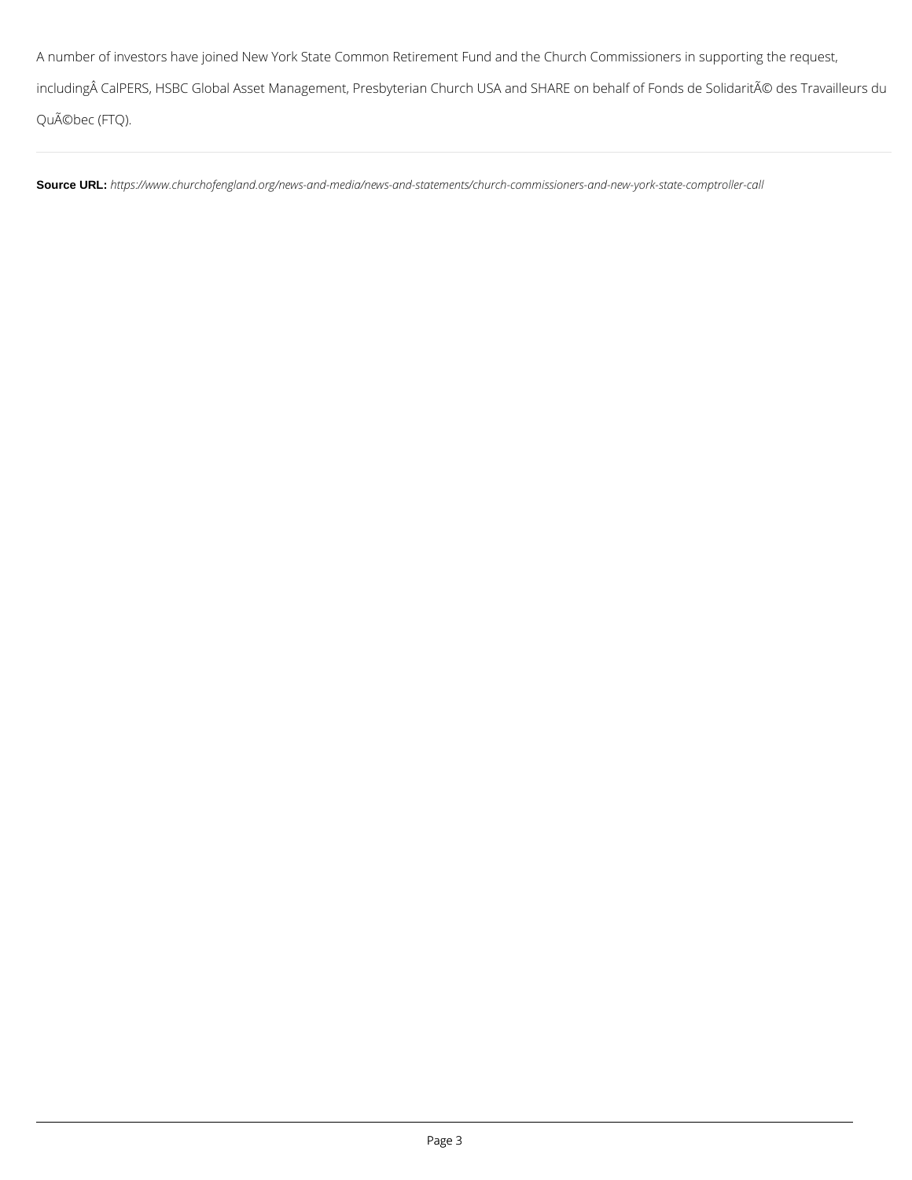A number of investors have joined New York State Common Retirement Fund and the Church Commissioners in supporting the request, includingÂ CalPERS, HSBC Global Asset Management, Presbyterian Church USA and SHARE on behalf of Fonds de SolidaritÃ© des Travailleurs du QuÃ©bec (FTQ).

---

**Source URL:** *https://www.churchofengland.org/news-and-media/news-and-statements/church-commissioners-and-new-york-state-comptroller-call*